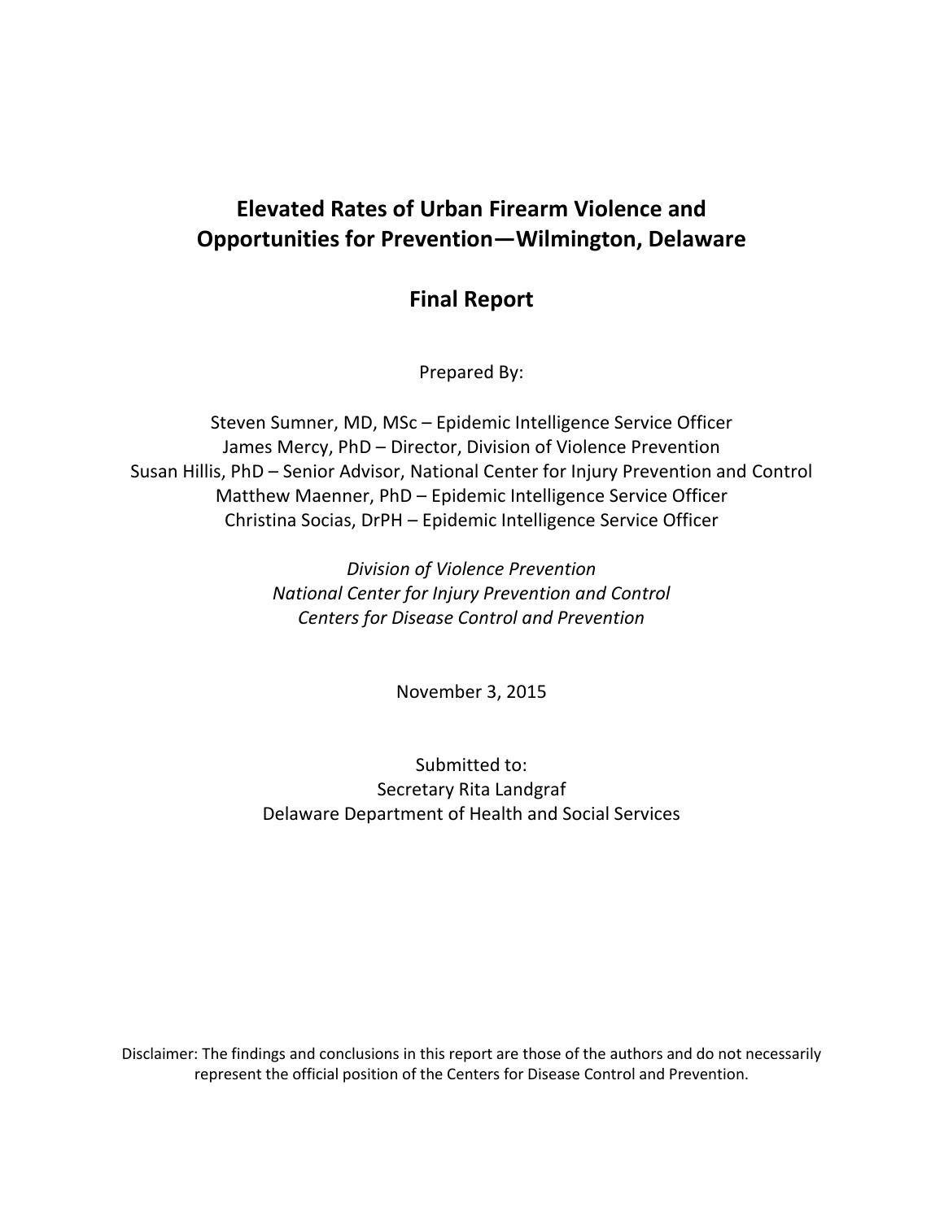# Elevated Rates of Urban Firearm Violence and Opportunities for Prevention—Wilmington, Delaware

## Final Report

Prepared By:

Steven Sumner, MD, MSc – Epidemic Intelligence Service Officer
James Mercy, PhD – Director, Division of Violence Prevention
Susan Hillis, PhD – Senior Advisor, National Center for Injury Prevention and Control
Matthew Maenner, PhD – Epidemic Intelligence Service Officer
Christina Socias, DrPH – Epidemic Intelligence Service Officer

*Division of Violence Prevention*
*National Center for Injury Prevention and Control*
*Centers for Disease Control and Prevention*

November 3, 2015

Submitted to:
Secretary Rita Landgraf
Delaware Department of Health and Social Services

Disclaimer: The findings and conclusions in this report are those of the authors and do not necessarily represent the official position of the Centers for Disease Control and Prevention.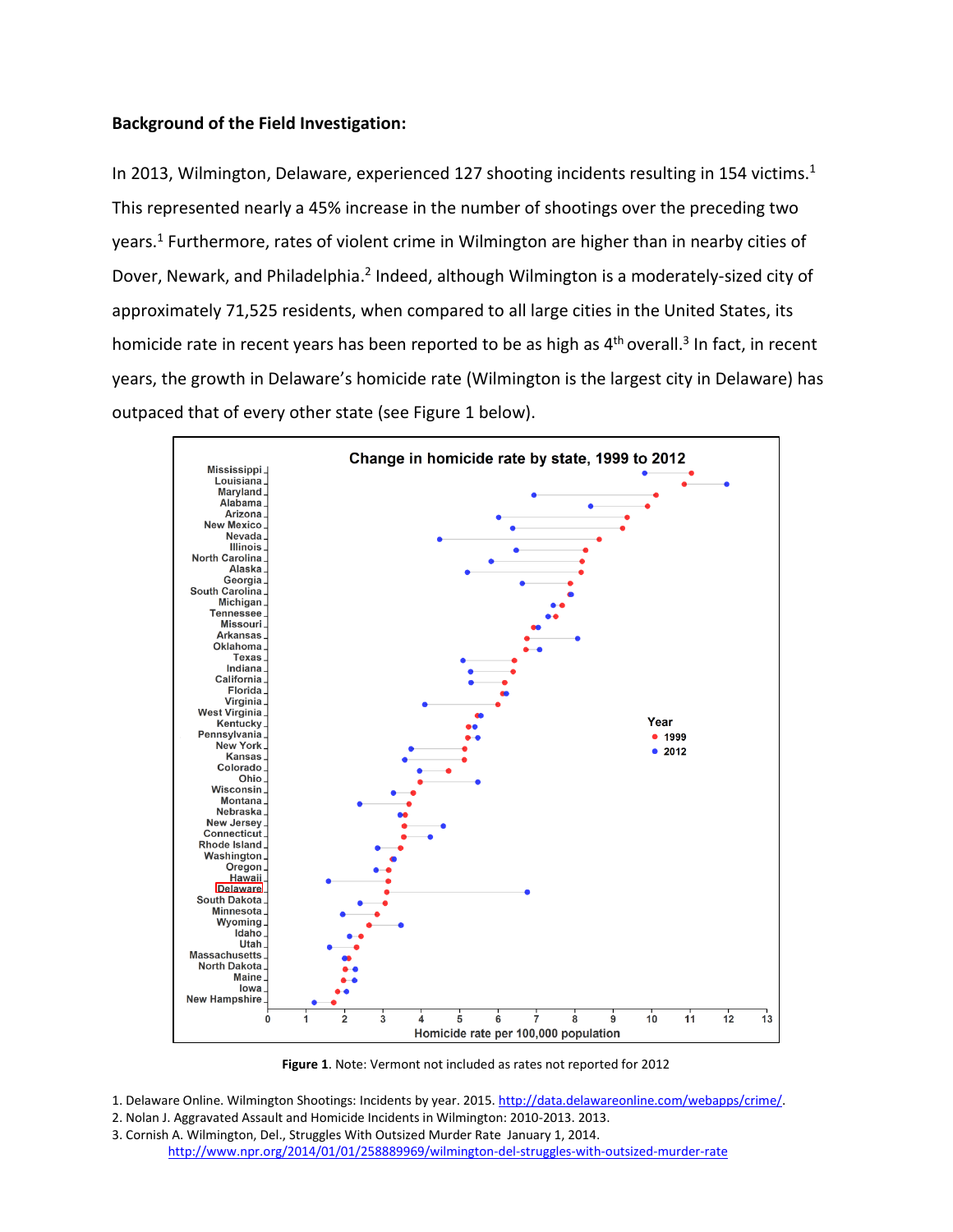**Background of the Field Investigation:**

In 2013, Wilmington, Delaware, experienced 127 shooting incidents resulting in 154 victims.[1] This represented nearly a 45% increase in the number of shootings over the preceding two years.[1] Furthermore, rates of violent crime in Wilmington are higher than in nearby cities of Dover, Newark, and Philadelphia.[2] Indeed, although Wilmington is a moderately-sized city of approximately 71,525 residents, when compared to all large cities in the United States, its homicide rate in recent years has been reported to be as high as 4th overall.[3] In fact, in recent years, the growth in Delaware's homicide rate (Wilmington is the largest city in Delaware) has outpaced that of every other state (see Figure 1 below).

**Figure 1**. Note: Vermont not included as rates not reported for 2012

1. Delaware Online. Wilmington Shootings: Incidents by year. 2015. http://data.delawareonline.com/webapps/crime/.
2. Nolan J. Aggravated Assault and Homicide Incidents in Wilmington: 2010-2013. 2013.
3. Cornish A. Wilmington, Del., Struggles With Outsized Murder Rate January 1, 2014. http://www.npr.org/2014/01/01/258889969/wilmington-del-struggles-with-outsized-murder-rate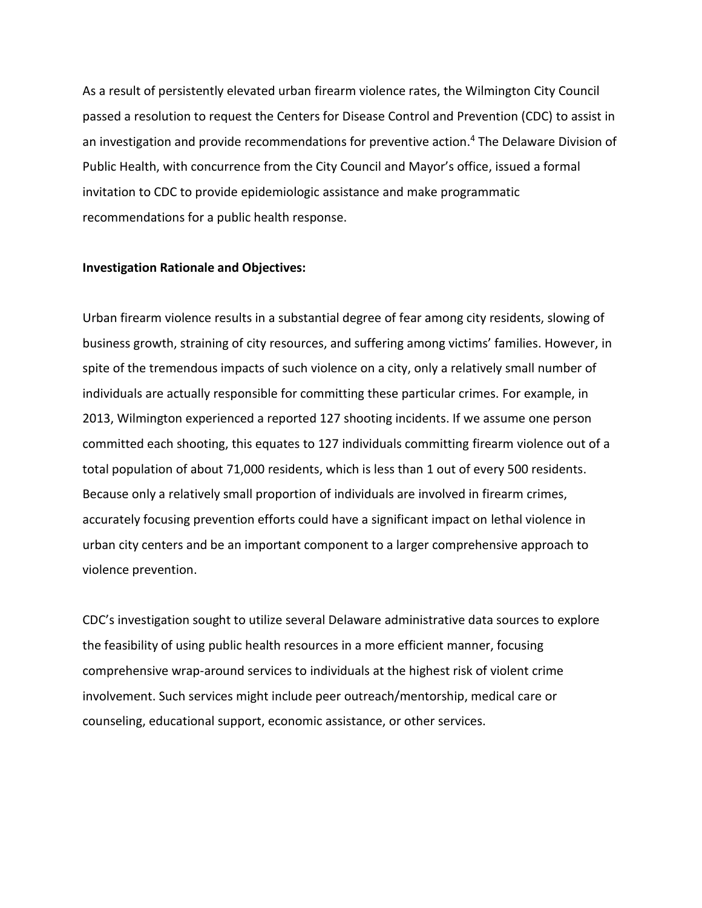As a result of persistently elevated urban firearm violence rates, the Wilmington City Council passed a resolution to request the Centers for Disease Control and Prevention (CDC) to assist in an investigation and provide recommendations for preventive action.[4] The Delaware Division of Public Health, with concurrence from the City Council and Mayor's office, issued a formal invitation to CDC to provide epidemiologic assistance and make programmatic recommendations for a public health response.

**Investigation Rationale and Objectives:**

Urban firearm violence results in a substantial degree of fear among city residents, slowing of business growth, straining of city resources, and suffering among victims' families. However, in spite of the tremendous impacts of such violence on a city, only a relatively small number of individuals are actually responsible for committing these particular crimes. For example, in 2013, Wilmington experienced a reported 127 shooting incidents. If we assume one person committed each shooting, this equates to 127 individuals committing firearm violence out of a total population of about 71,000 residents, which is less than 1 out of every 500 residents. Because only a relatively small proportion of individuals are involved in firearm crimes, accurately focusing prevention efforts could have a significant impact on lethal violence in urban city centers and be an important component to a larger comprehensive approach to violence prevention.

CDC's investigation sought to utilize several Delaware administrative data sources to explore the feasibility of using public health resources in a more efficient manner, focusing comprehensive wrap-around services to individuals at the highest risk of violent crime involvement. Such services might include peer outreach/mentorship, medical care or counseling, educational support, economic assistance, or other services.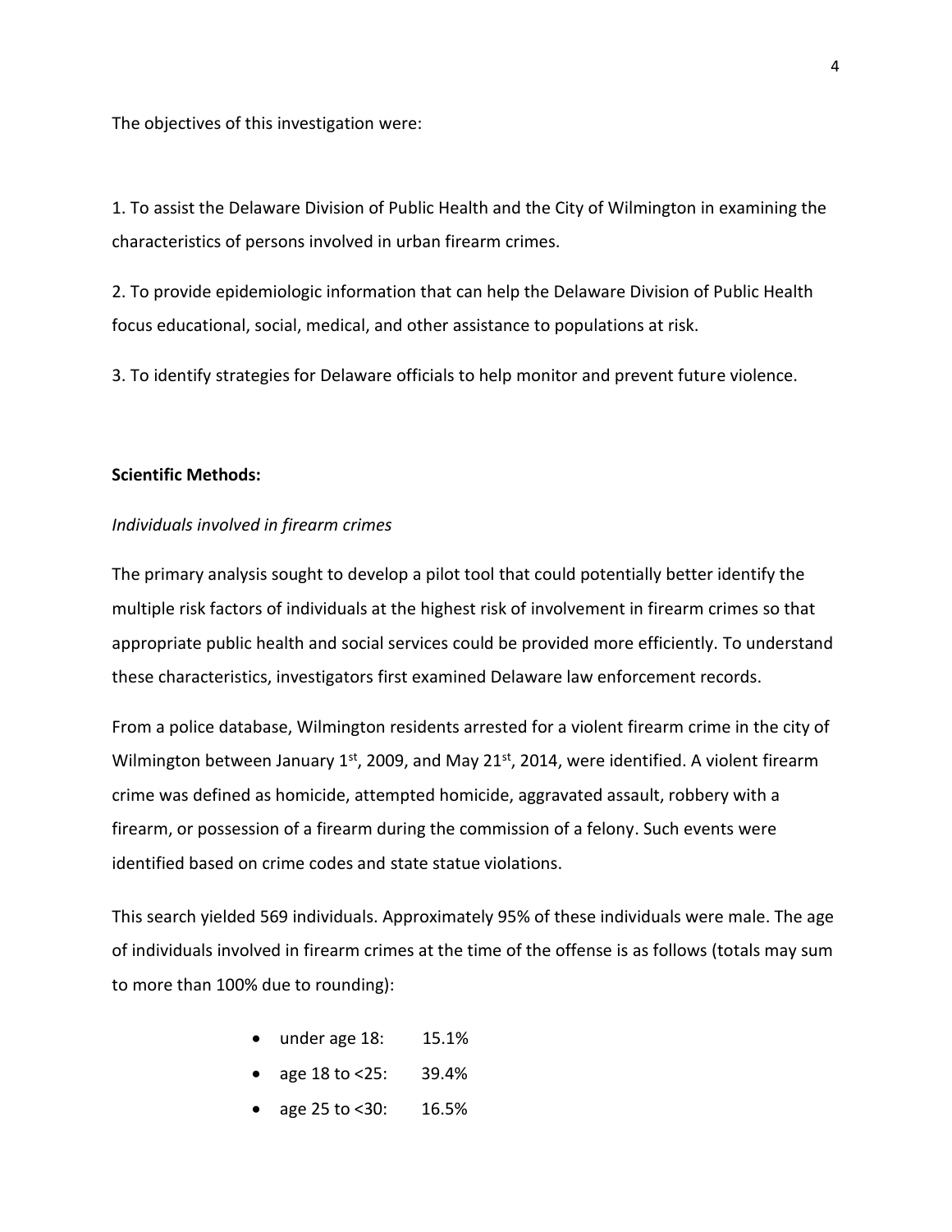The objectives of this investigation were:

1. To assist the Delaware Division of Public Health and the City of Wilmington in examining the characteristics of persons involved in urban firearm crimes.

2. To provide epidemiologic information that can help the Delaware Division of Public Health focus educational, social, medical, and other assistance to populations at risk.

3. To identify strategies for Delaware officials to help monitor and prevent future violence.

**Scientific Methods:**

*Individuals involved in firearm crimes*

The primary analysis sought to develop a pilot tool that could potentially better identify the multiple risk factors of individuals at the highest risk of involvement in firearm crimes so that appropriate public health and social services could be provided more efficiently. To understand these characteristics, investigators first examined Delaware law enforcement records.

From a police database, Wilmington residents arrested for a violent firearm crime in the city of Wilmington between January 1st, 2009, and May 21st, 2014, were identified. A violent firearm crime was defined as homicide, attempted homicide, aggravated assault, robbery with a firearm, or possession of a firearm during the commission of a felony. Such events were identified based on crime codes and state statue violations.

This search yielded 569 individuals. Approximately 95% of these individuals were male. The age of individuals involved in firearm crimes at the time of the offense is as follows (totals may sum to more than 100% due to rounding):

- under age 18: 15.1%
- age 18 to <25: 39.4%
- age 25 to <30: 16.5%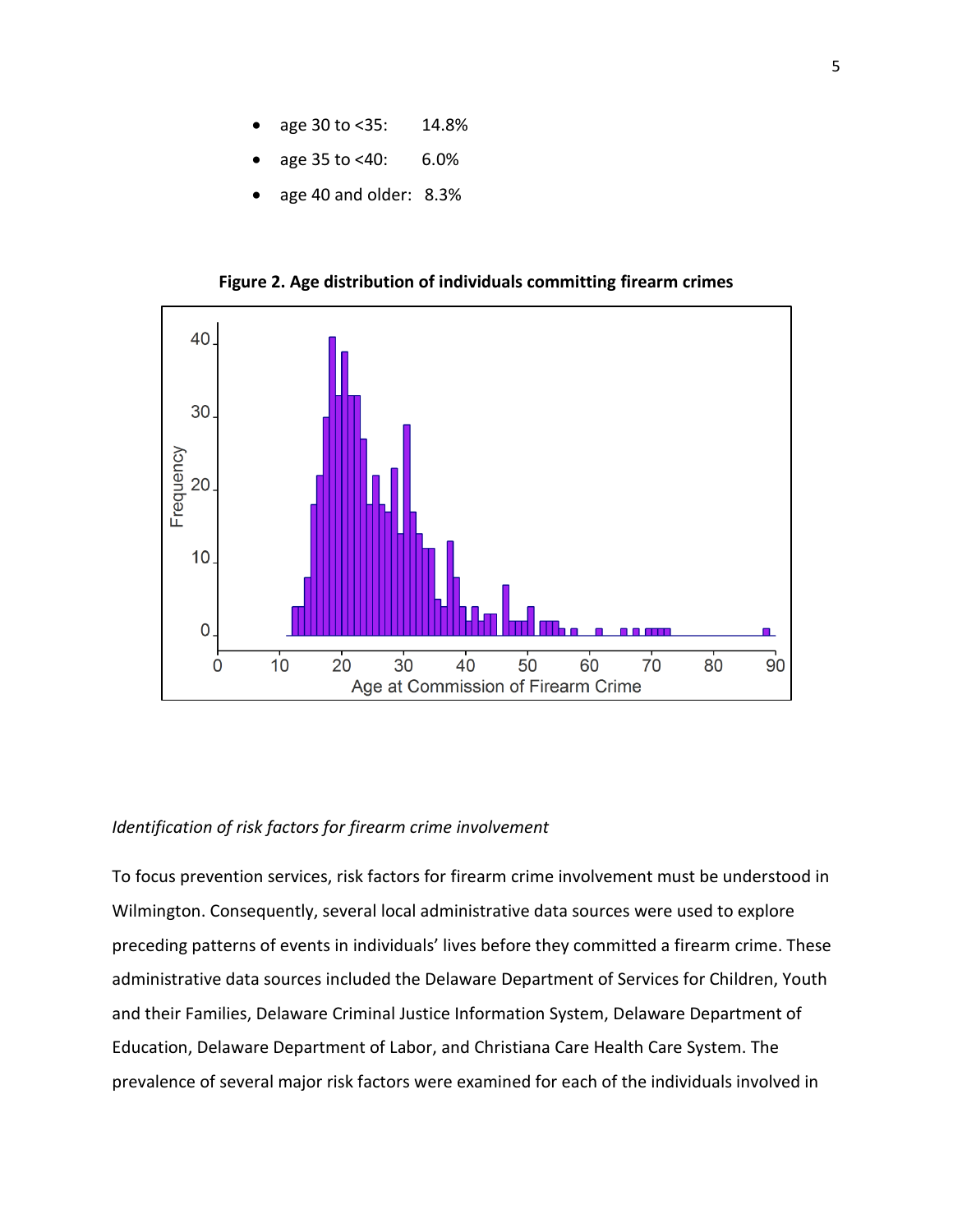- age 30 to <35: 14.8%
- age 35 to <40: 6.0%
- age 40 and older: 8.3%

**Figure 2. Age distribution of individuals committing firearm crimes**

*Identification of risk factors for firearm crime involvement*

To focus prevention services, risk factors for firearm crime involvement must be understood in Wilmington. Consequently, several local administrative data sources were used to explore preceding patterns of events in individuals' lives before they committed a firearm crime. These administrative data sources included the Delaware Department of Services for Children, Youth and their Families, Delaware Criminal Justice Information System, Delaware Department of Education, Delaware Department of Labor, and Christiana Care Health Care System. The prevalence of several major risk factors were examined for each of the individuals involved in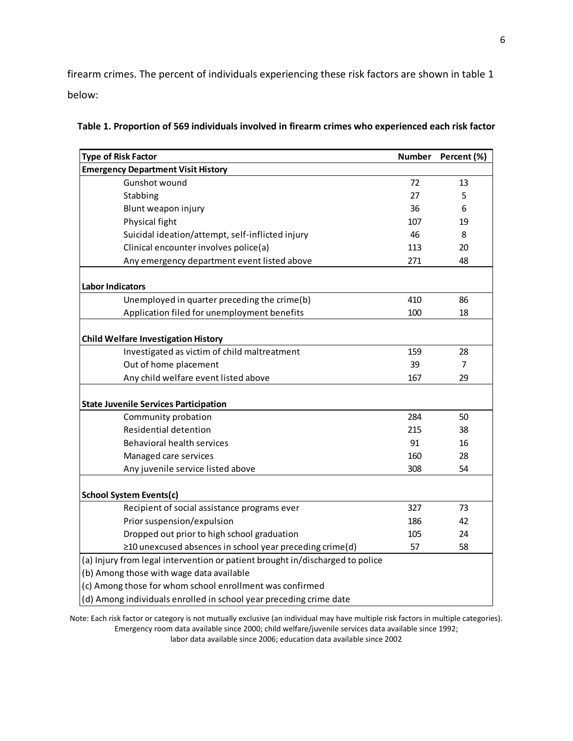firearm crimes. The percent of individuals experiencing these risk factors are shown in table 1 below:

**Table 1. Proportion of 569 individuals involved in firearm crimes who experienced each risk factor**

| Type of Risk Factor | Number | Percent (%) |
|---|---|---|
| **Emergency Department Visit History** | | |
| Gunshot wound | 72 | 13 |
| Stabbing | 27 | 5 |
| Blunt weapon injury | 36 | 6 |
| Physical fight | 107 | 19 |
| Suicidal ideation/attempt, self-inflicted injury | 46 | 8 |
| Clinical encounter involves police(a) | 113 | 20 |
| Any emergency department event listed above | 271 | 48 |
| **Labor Indicators** | | |
| Unemployed in quarter preceding the crime(b) | 410 | 86 |
| Application filed for unemployment benefits | 100 | 18 |
| **Child Welfare Investigation History** | | |
| Investigated as victim of child maltreatment | 159 | 28 |
| Out of home placement | 39 | 7 |
| Any child welfare event listed above | 167 | 29 |
| **State Juvenile Services Participation** | | |
| Community probation | 284 | 50 |
| Residential detention | 215 | 38 |
| Behavioral health services | 91 | 16 |
| Managed care services | 160 | 28 |
| Any juvenile service listed above | 308 | 54 |
| **School System Events(c)** | | |
| Recipient of social assistance programs ever | 327 | 73 |
| Prior suspension/expulsion | 186 | 42 |
| Dropped out prior to high school graduation | 105 | 24 |
| ≥10 unexcused absences in school year preceding crime(d) | 57 | 58 |

(a) Injury from legal intervention or patient brought in/discharged to police
(b) Among those with wage data available
(c) Among those for whom school enrollment was confirmed
(d) Among individuals enrolled in school year preceding crime date

Note: Each risk factor or category is not mutually exclusive (an individual may have multiple risk factors in multiple categories). Emergency room data available since 2000; child welfare/juvenile services data available since 1992; labor data available since 2006; education data available since 2002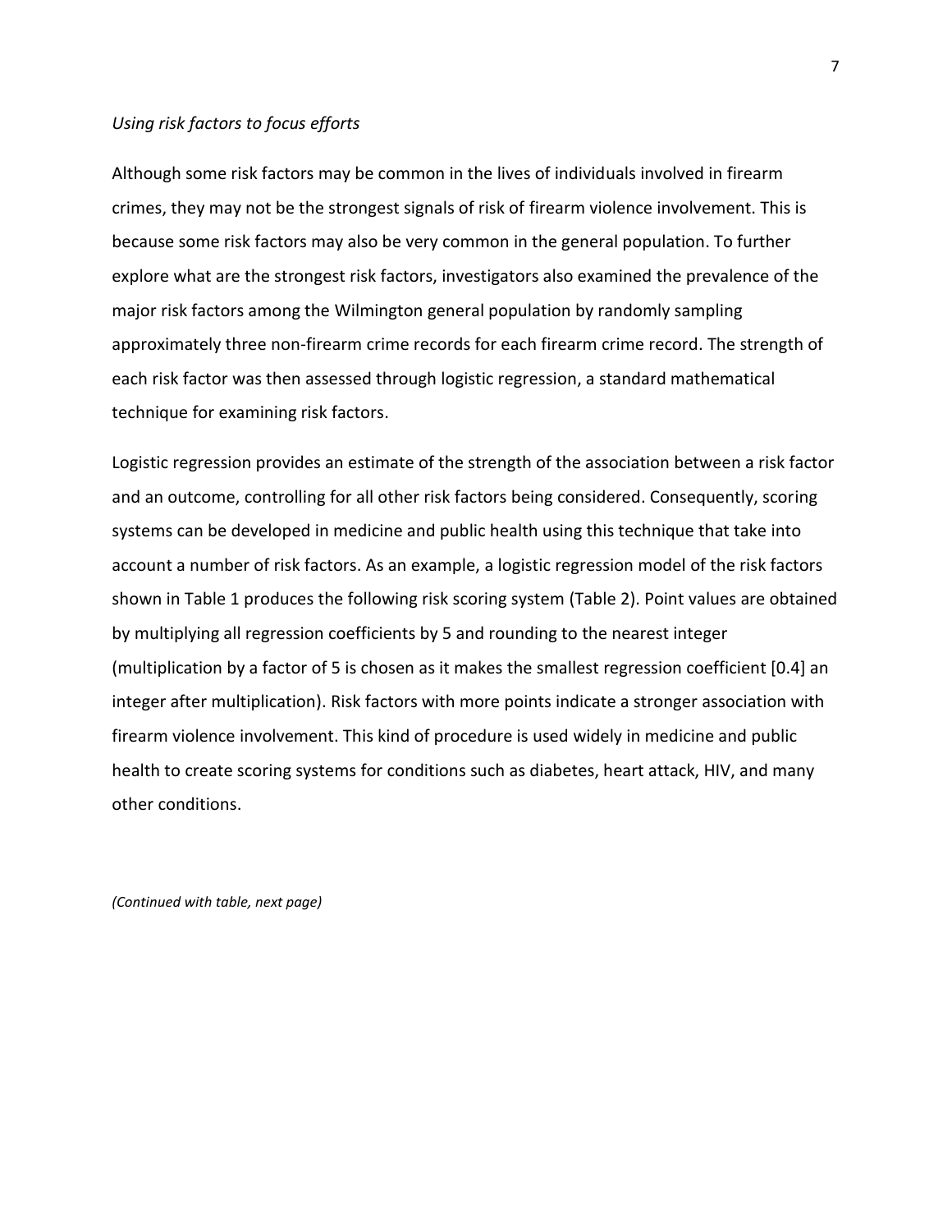*Using risk factors to focus efforts*

Although some risk factors may be common in the lives of individuals involved in firearm crimes, they may not be the strongest signals of risk of firearm violence involvement. This is because some risk factors may also be very common in the general population. To further explore what are the strongest risk factors, investigators also examined the prevalence of the major risk factors among the Wilmington general population by randomly sampling approximately three non-firearm crime records for each firearm crime record. The strength of each risk factor was then assessed through logistic regression, a standard mathematical technique for examining risk factors.

Logistic regression provides an estimate of the strength of the association between a risk factor and an outcome, controlling for all other risk factors being considered. Consequently, scoring systems can be developed in medicine and public health using this technique that take into account a number of risk factors. As an example, a logistic regression model of the risk factors shown in Table 1 produces the following risk scoring system (Table 2). Point values are obtained by multiplying all regression coefficients by 5 and rounding to the nearest integer (multiplication by a factor of 5 is chosen as it makes the smallest regression coefficient [0.4] an integer after multiplication). Risk factors with more points indicate a stronger association with firearm violence involvement. This kind of procedure is used widely in medicine and public health to create scoring systems for conditions such as diabetes, heart attack, HIV, and many other conditions.

*(Continued with table, next page)*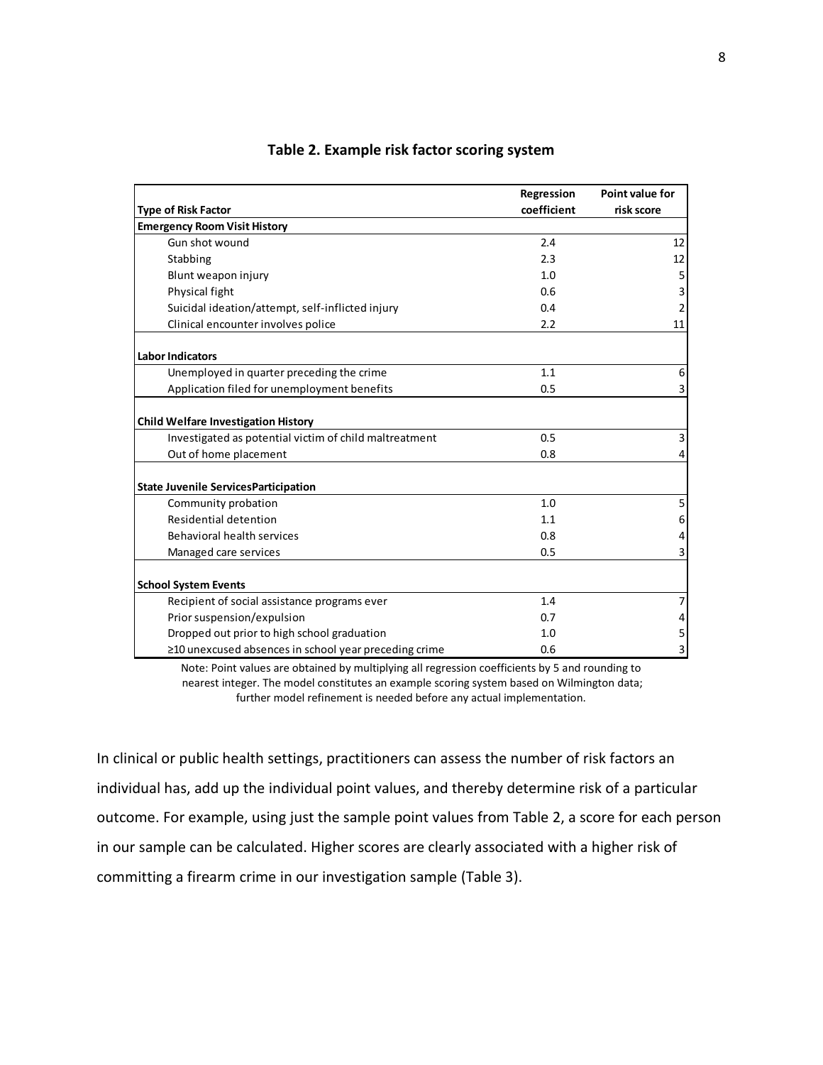**Table 2. Example risk factor scoring system**

| Type of Risk Factor | Regression coefficient | Point value for risk score |
|---|---|---|
| **Emergency Room Visit History** | | |
| Gun shot wound | 2.4 | 12 |
| Stabbing | 2.3 | 12 |
| Blunt weapon injury | 1.0 | 5 |
| Physical fight | 0.6 | 3 |
| Suicidal ideation/attempt, self-inflicted injury | 0.4 | 2 |
| Clinical encounter involves police | 2.2 | 11 |
| **Labor Indicators** | | |
| Unemployed in quarter preceding the crime | 1.1 | 6 |
| Application filed for unemployment benefits | 0.5 | 3 |
| **Child Welfare Investigation History** | | |
| Investigated as potential victim of child maltreatment | 0.5 | 3 |
| Out of home placement | 0.8 | 4 |
| **State Juvenile ServicesParticipation** | | |
| Community probation | 1.0 | 5 |
| Residential detention | 1.1 | 6 |
| Behavioral health services | 0.8 | 4 |
| Managed care services | 0.5 | 3 |
| **School System Events** | | |
| Recipient of social assistance programs ever | 1.4 | 7 |
| Prior suspension/expulsion | 0.7 | 4 |
| Dropped out prior to high school graduation | 1.0 | 5 |
| ≥10 unexcused absences in school year preceding crime | 0.6 | 3 |

Note: Point values are obtained by multiplying all regression coefficients by 5 and rounding to nearest integer. The model constitutes an example scoring system based on Wilmington data; further model refinement is needed before any actual implementation.

In clinical or public health settings, practitioners can assess the number of risk factors an individual has, add up the individual point values, and thereby determine risk of a particular outcome. For example, using just the sample point values from Table 2, a score for each person in our sample can be calculated. Higher scores are clearly associated with a higher risk of committing a firearm crime in our investigation sample (Table 3).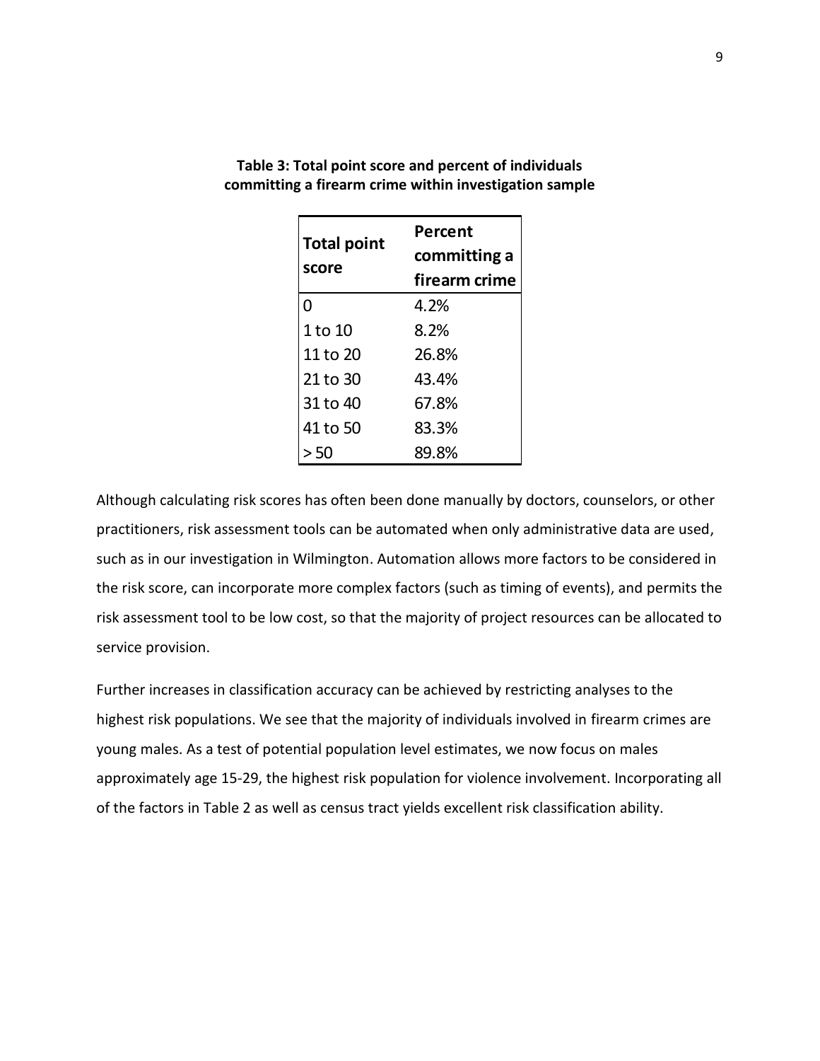**Table 3: Total point score and percent of individuals committing a firearm crime within investigation sample**

| Total point score | Percent committing a firearm crime |
|---|---|
| 0 | 4.2% |
| 1 to 10 | 8.2% |
| 11 to 20 | 26.8% |
| 21 to 30 | 43.4% |
| 31 to 40 | 67.8% |
| 41 to 50 | 83.3% |
| > 50 | 89.8% |

Although calculating risk scores has often been done manually by doctors, counselors, or other practitioners, risk assessment tools can be automated when only administrative data are used, such as in our investigation in Wilmington. Automation allows more factors to be considered in the risk score, can incorporate more complex factors (such as timing of events), and permits the risk assessment tool to be low cost, so that the majority of project resources can be allocated to service provision.

Further increases in classification accuracy can be achieved by restricting analyses to the highest risk populations. We see that the majority of individuals involved in firearm crimes are young males. As a test of potential population level estimates, we now focus on males approximately age 15-29, the highest risk population for violence involvement. Incorporating all of the factors in Table 2 as well as census tract yields excellent risk classification ability.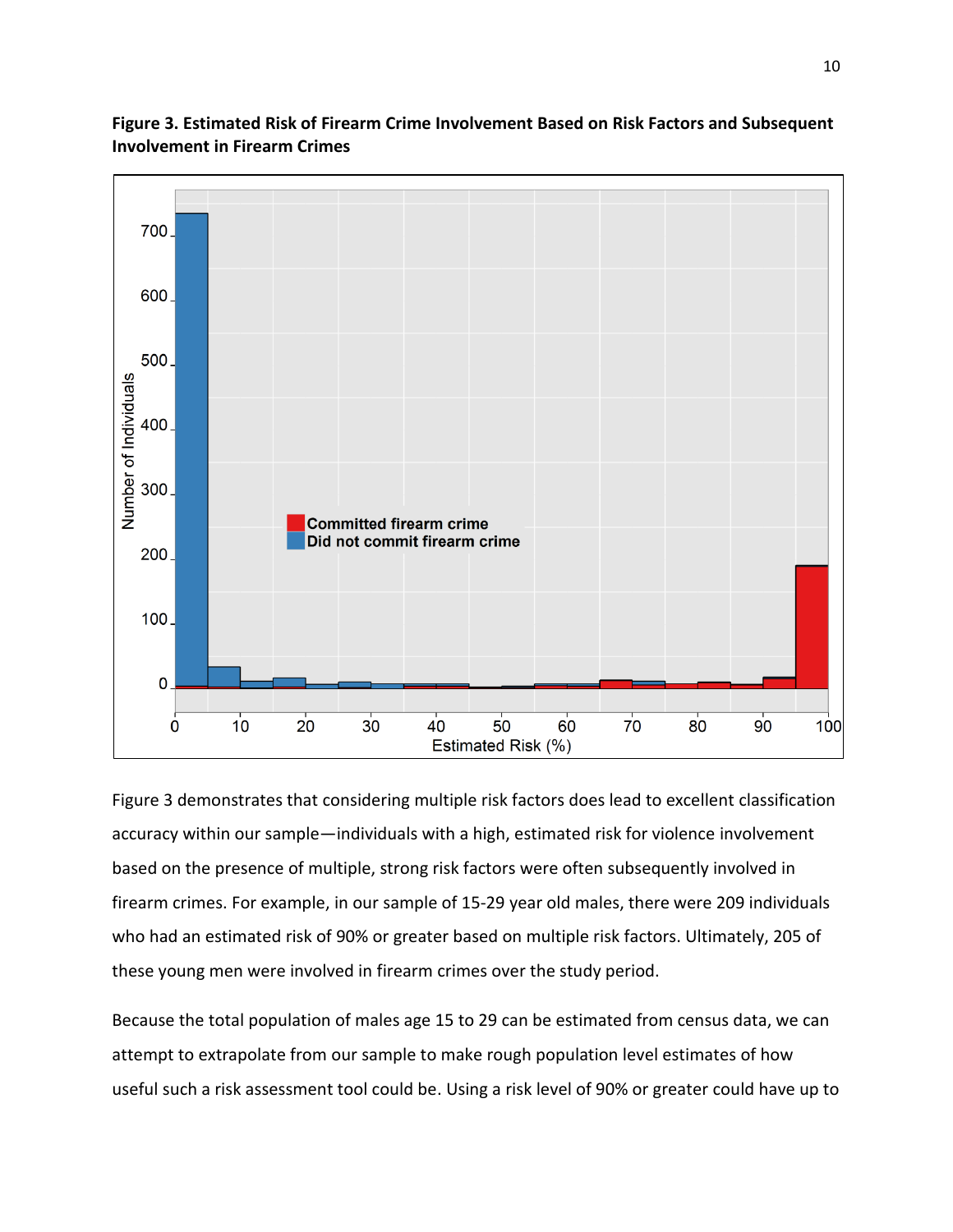**Figure 3. Estimated Risk of Firearm Crime Involvement Based on Risk Factors and Subsequent Involvement in Firearm Crimes**

Figure 3 demonstrates that considering multiple risk factors does lead to excellent classification accuracy within our sample—individuals with a high, estimated risk for violence involvement based on the presence of multiple, strong risk factors were often subsequently involved in firearm crimes. For example, in our sample of 15-29 year old males, there were 209 individuals who had an estimated risk of 90% or greater based on multiple risk factors. Ultimately, 205 of these young men were involved in firearm crimes over the study period.

Because the total population of males age 15 to 29 can be estimated from census data, we can attempt to extrapolate from our sample to make rough population level estimates of how useful such a risk assessment tool could be. Using a risk level of 90% or greater could have up to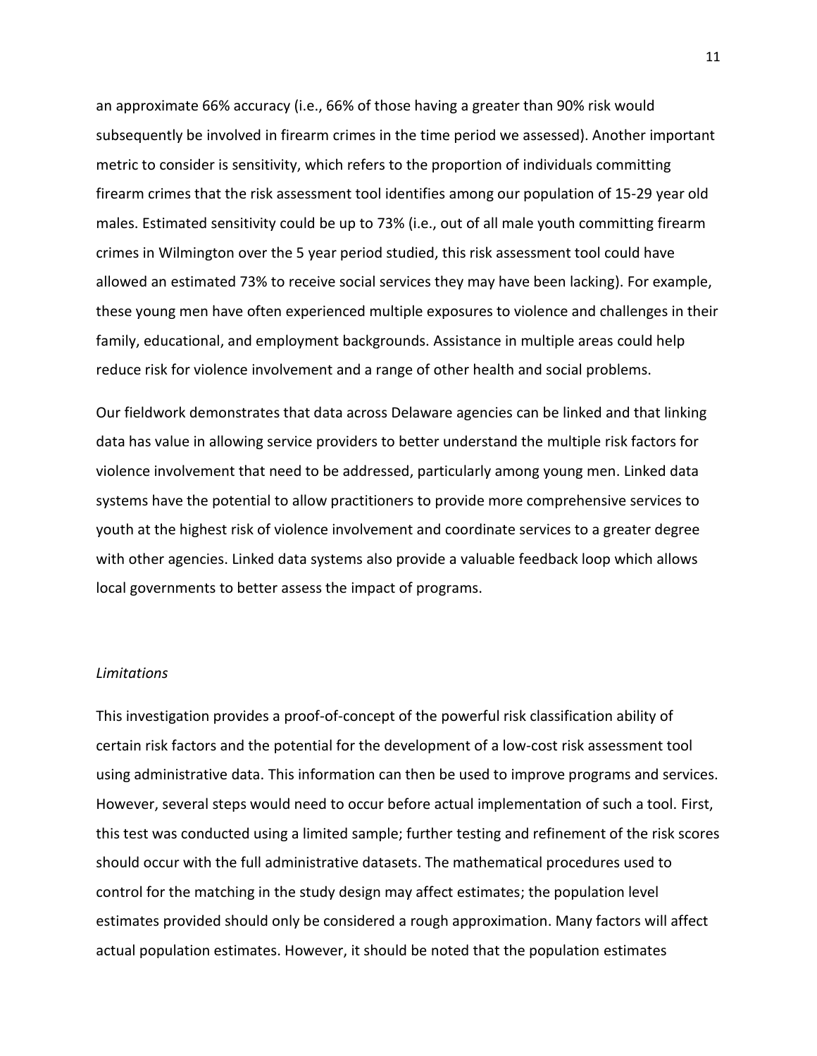an approximate 66% accuracy (i.e., 66% of those having a greater than 90% risk would subsequently be involved in firearm crimes in the time period we assessed). Another important metric to consider is sensitivity, which refers to the proportion of individuals committing firearm crimes that the risk assessment tool identifies among our population of 15-29 year old males. Estimated sensitivity could be up to 73% (i.e., out of all male youth committing firearm crimes in Wilmington over the 5 year period studied, this risk assessment tool could have allowed an estimated 73% to receive social services they may have been lacking). For example, these young men have often experienced multiple exposures to violence and challenges in their family, educational, and employment backgrounds. Assistance in multiple areas could help reduce risk for violence involvement and a range of other health and social problems.

Our fieldwork demonstrates that data across Delaware agencies can be linked and that linking data has value in allowing service providers to better understand the multiple risk factors for violence involvement that need to be addressed, particularly among young men. Linked data systems have the potential to allow practitioners to provide more comprehensive services to youth at the highest risk of violence involvement and coordinate services to a greater degree with other agencies. Linked data systems also provide a valuable feedback loop which allows local governments to better assess the impact of programs.

*Limitations*

This investigation provides a proof-of-concept of the powerful risk classification ability of certain risk factors and the potential for the development of a low-cost risk assessment tool using administrative data. This information can then be used to improve programs and services. However, several steps would need to occur before actual implementation of such a tool. First, this test was conducted using a limited sample; further testing and refinement of the risk scores should occur with the full administrative datasets. The mathematical procedures used to control for the matching in the study design may affect estimates; the population level estimates provided should only be considered a rough approximation. Many factors will affect actual population estimates. However, it should be noted that the population estimates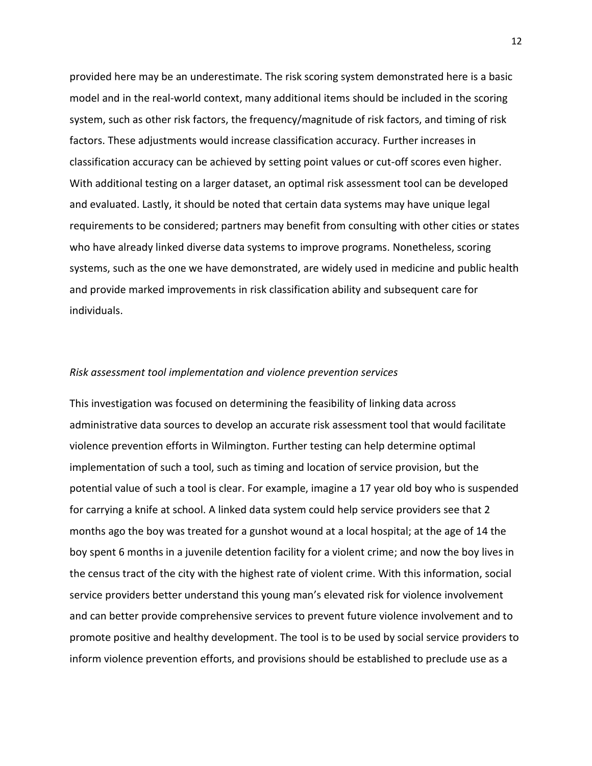provided here may be an underestimate. The risk scoring system demonstrated here is a basic model and in the real-world context, many additional items should be included in the scoring system, such as other risk factors, the frequency/magnitude of risk factors, and timing of risk factors. These adjustments would increase classification accuracy. Further increases in classification accuracy can be achieved by setting point values or cut-off scores even higher. With additional testing on a larger dataset, an optimal risk assessment tool can be developed and evaluated. Lastly, it should be noted that certain data systems may have unique legal requirements to be considered; partners may benefit from consulting with other cities or states who have already linked diverse data systems to improve programs. Nonetheless, scoring systems, such as the one we have demonstrated, are widely used in medicine and public health and provide marked improvements in risk classification ability and subsequent care for individuals.

*Risk assessment tool implementation and violence prevention services*

This investigation was focused on determining the feasibility of linking data across administrative data sources to develop an accurate risk assessment tool that would facilitate violence prevention efforts in Wilmington. Further testing can help determine optimal implementation of such a tool, such as timing and location of service provision, but the potential value of such a tool is clear. For example, imagine a 17 year old boy who is suspended for carrying a knife at school. A linked data system could help service providers see that 2 months ago the boy was treated for a gunshot wound at a local hospital; at the age of 14 the boy spent 6 months in a juvenile detention facility for a violent crime; and now the boy lives in the census tract of the city with the highest rate of violent crime. With this information, social service providers better understand this young man's elevated risk for violence involvement and can better provide comprehensive services to prevent future violence involvement and to promote positive and healthy development. The tool is to be used by social service providers to inform violence prevention efforts, and provisions should be established to preclude use as a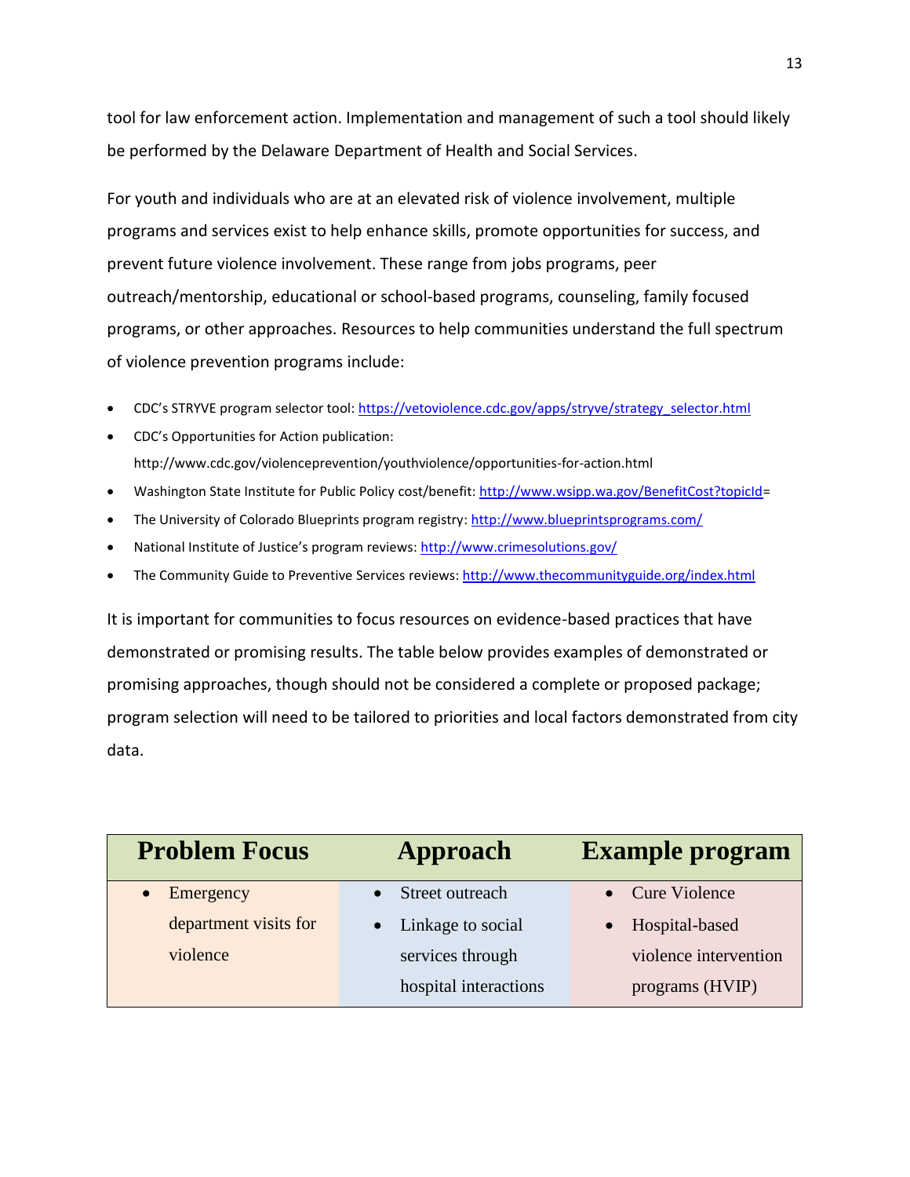tool for law enforcement action. Implementation and management of such a tool should likely be performed by the Delaware Department of Health and Social Services.

For youth and individuals who are at an elevated risk of violence involvement, multiple programs and services exist to help enhance skills, promote opportunities for success, and prevent future violence involvement. These range from jobs programs, peer outreach/mentorship, educational or school-based programs, counseling, family focused programs, or other approaches. Resources to help communities understand the full spectrum of violence prevention programs include:

- CDC's STRYVE program selector tool: https://vetoviolence.cdc.gov/apps/stryve/strategy_selector.html
- CDC's Opportunities for Action publication: http://www.cdc.gov/violenceprevention/youthviolence/opportunities-for-action.html
- Washington State Institute for Public Policy cost/benefit: http://www.wsipp.wa.gov/BenefitCost?topicId=
- The University of Colorado Blueprints program registry: http://www.blueprintsprograms.com/
- National Institute of Justice's program reviews: http://www.crimesolutions.gov/
- The Community Guide to Preventive Services reviews: http://www.thecommunityguide.org/index.html

It is important for communities to focus resources on evidence-based practices that have demonstrated or promising results. The table below provides examples of demonstrated or promising approaches, though should not be considered a complete or proposed package; program selection will need to be tailored to priorities and local factors demonstrated from city data.

| Problem Focus | Approach | Example program |
| --- | --- | --- |
| • Emergency department visits for violence | • Street outreach<br>• Linkage to social services through hospital interactions | • Cure Violence<br>• Hospital-based violence intervention programs (HVIP) |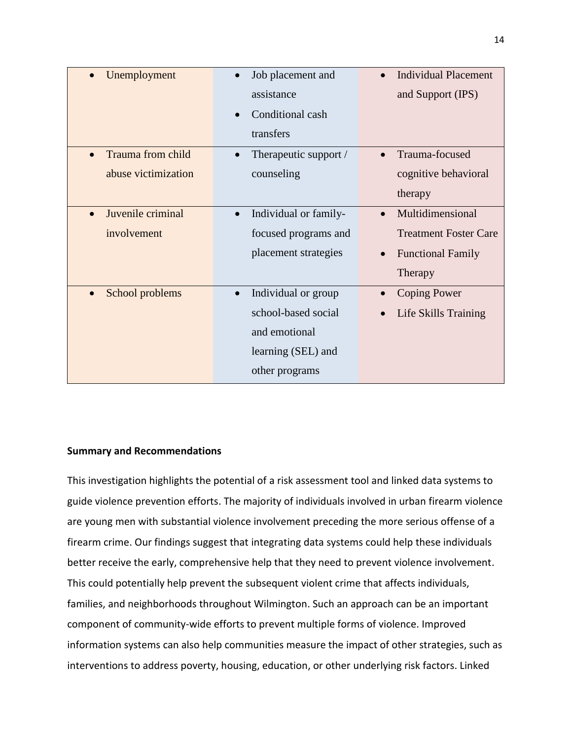| | | |
|---|---|---|
| • Unemployment | • Job placement and assistance<br>• Conditional cash transfers | • Individual Placement and Support (IPS) |
| • Trauma from child abuse victimization | • Therapeutic support / counseling | • Trauma-focused cognitive behavioral therapy |
| • Juvenile criminal involvement | • Individual or family-focused programs and placement strategies | • Multidimensional Treatment Foster Care<br>• Functional Family Therapy |
| • School problems | • Individual or group school-based social and emotional learning (SEL) and other programs | • Coping Power<br>• Life Skills Training |

**Summary and Recommendations**

This investigation highlights the potential of a risk assessment tool and linked data systems to guide violence prevention efforts. The majority of individuals involved in urban firearm violence are young men with substantial violence involvement preceding the more serious offense of a firearm crime. Our findings suggest that integrating data systems could help these individuals better receive the early, comprehensive help that they need to prevent violence involvement. This could potentially help prevent the subsequent violent crime that affects individuals, families, and neighborhoods throughout Wilmington. Such an approach can be an important component of community-wide efforts to prevent multiple forms of violence. Improved information systems can also help communities measure the impact of other strategies, such as interventions to address poverty, housing, education, or other underlying risk factors. Linked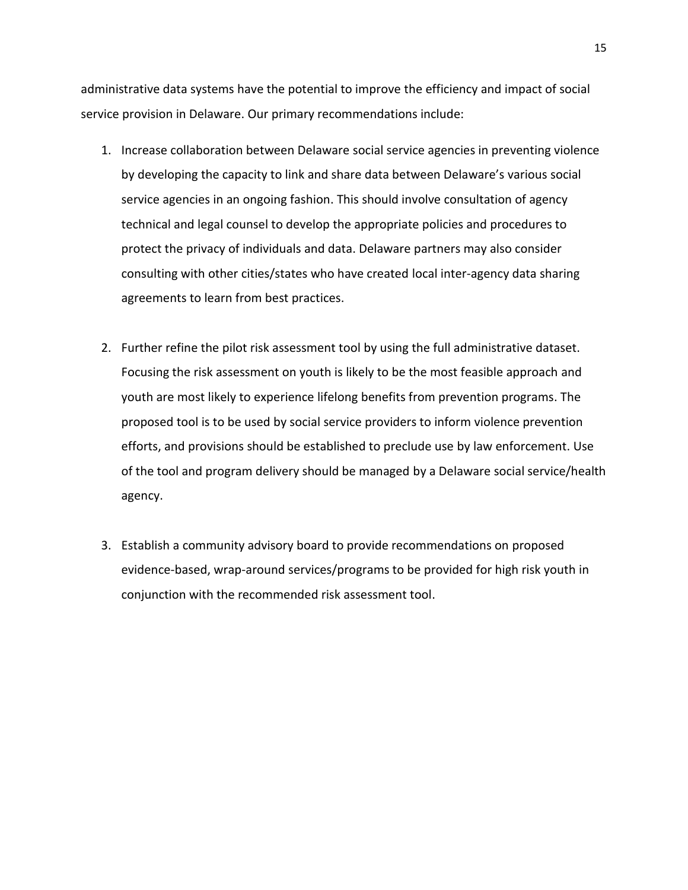administrative data systems have the potential to improve the efficiency and impact of social service provision in Delaware. Our primary recommendations include:

1. Increase collaboration between Delaware social service agencies in preventing violence by developing the capacity to link and share data between Delaware's various social service agencies in an ongoing fashion. This should involve consultation of agency technical and legal counsel to develop the appropriate policies and procedures to protect the privacy of individuals and data. Delaware partners may also consider consulting with other cities/states who have created local inter-agency data sharing agreements to learn from best practices.

2. Further refine the pilot risk assessment tool by using the full administrative dataset. Focusing the risk assessment on youth is likely to be the most feasible approach and youth are most likely to experience lifelong benefits from prevention programs. The proposed tool is to be used by social service providers to inform violence prevention efforts, and provisions should be established to preclude use by law enforcement. Use of the tool and program delivery should be managed by a Delaware social service/health agency.

3. Establish a community advisory board to provide recommendations on proposed evidence-based, wrap-around services/programs to be provided for high risk youth in conjunction with the recommended risk assessment tool.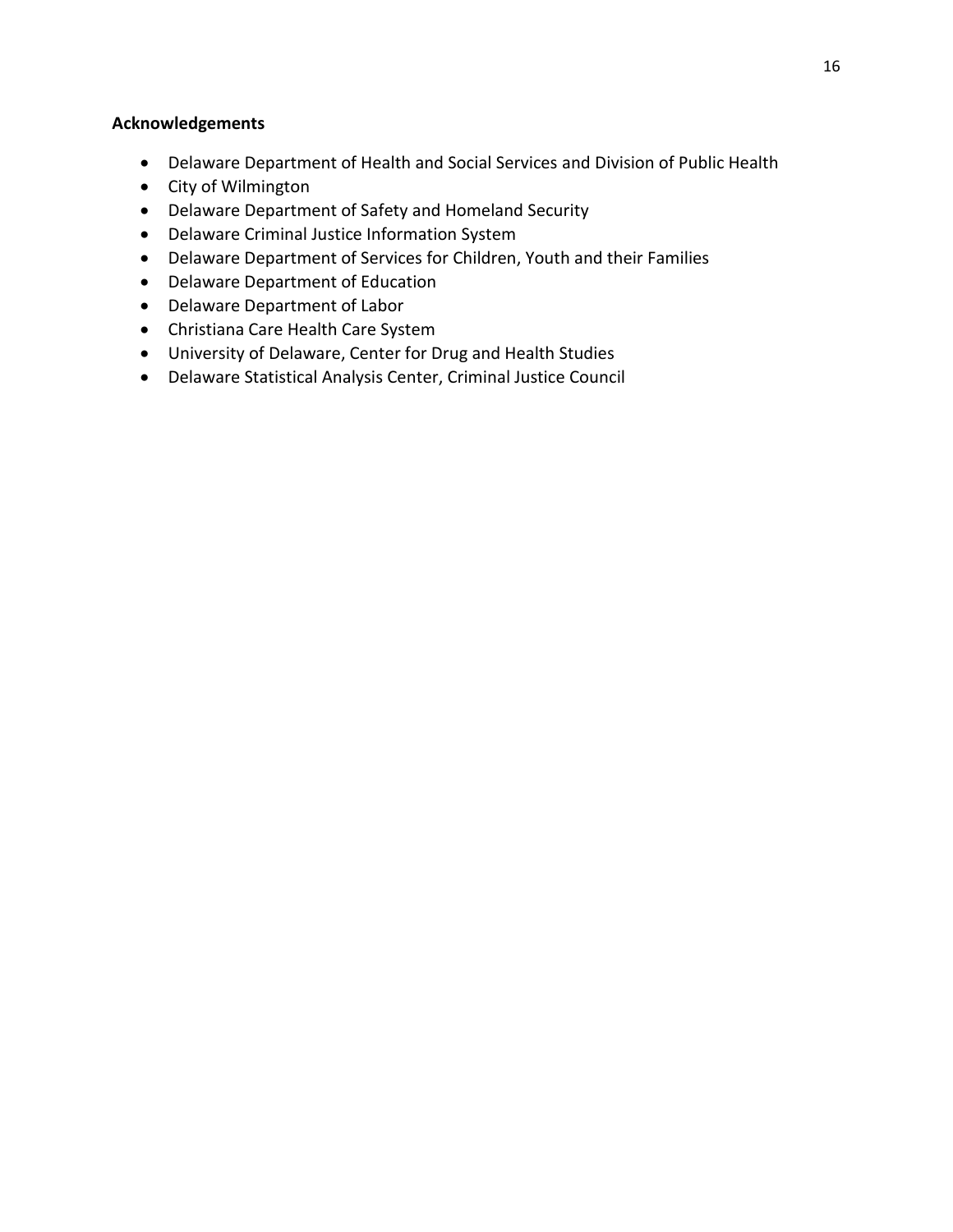**Acknowledgements**

- Delaware Department of Health and Social Services and Division of Public Health
- City of Wilmington
- Delaware Department of Safety and Homeland Security
- Delaware Criminal Justice Information System
- Delaware Department of Services for Children, Youth and their Families
- Delaware Department of Education
- Delaware Department of Labor
- Christiana Care Health Care System
- University of Delaware, Center for Drug and Health Studies
- Delaware Statistical Analysis Center, Criminal Justice Council